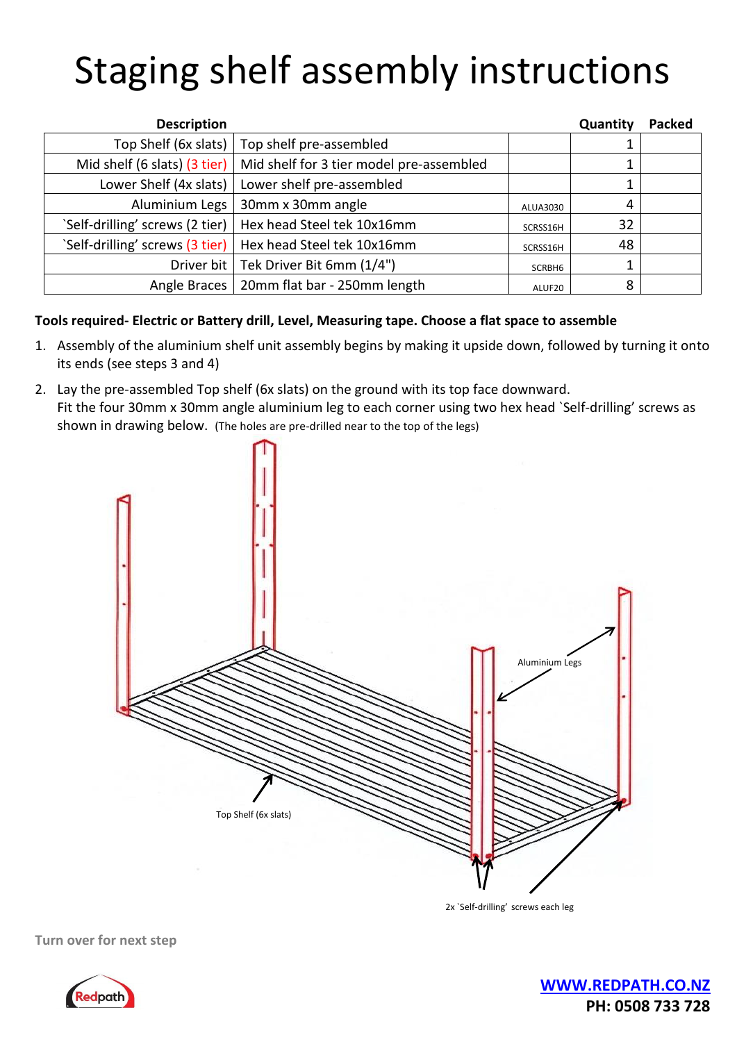# Staging shelf assembly instructions

| Description | | | Quantity | Packed |
|---|---|---|---|---|
| Top Shelf (6x slats) | Top shelf pre-assembled | | 1 | |
| Mid shelf (6 slats) (3 tier) | Mid shelf for 3 tier model pre-assembled | | 1 | |
| Lower Shelf (4x slats) | Lower shelf pre-assembled | | 1 | |
| Aluminium Legs | 30mm x 30mm angle | ALUA3030 | 4 | |
| `Self-drilling' screws (2 tier) | Hex head Steel tek 10x16mm | SCRSS16H | 32 | |
| `Self-drilling' screws (3 tier) | Hex head Steel tek 10x16mm | SCRSS16H | 48 | |
| Driver bit | Tek Driver Bit 6mm (1/4") | SCRBH6 | 1 | |
| Angle Braces | 20mm flat bar - 250mm length | ALUF20 | 8 | |

**Tools required- Electric or Battery drill, Level, Measuring tape. Choose a flat space to assemble**

1. Assembly of the aluminium shelf unit assembly begins by making it upside down, followed by turning it onto its ends (see steps 3 and 4)
2. Lay the pre-assembled Top shelf (6x slats) on the ground with its top face downward.
   Fit the four 30mm x 30mm angle aluminium leg to each corner using two hex head `Self-drilling' screws as shown in drawing below. (The holes are pre-drilled near to the top of the legs)

Aluminium Legs

Top Shelf (6x slats)

2x `Self-drilling' screws each leg

Turn over for next step

**[WWW.REDPATH.CO.NZ](http://www.redpath.co.nz)**
**PH: 0508 733 728**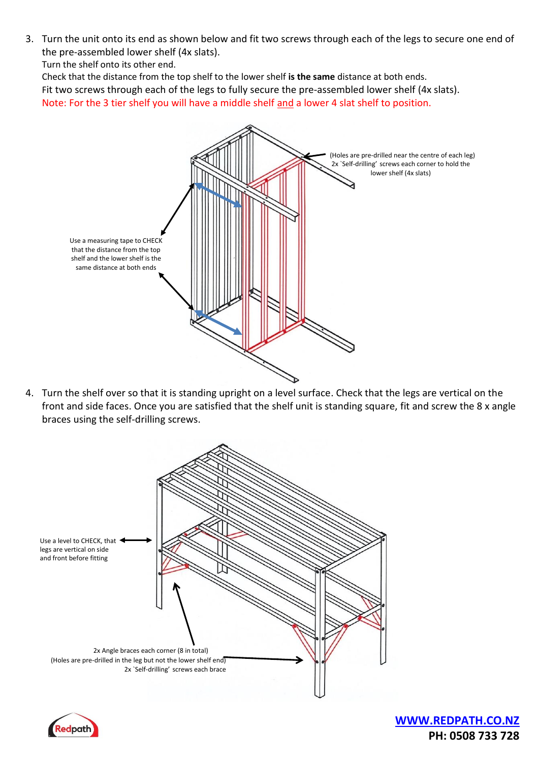3. Turn the unit onto its end as shown below and fit two screws through each of the legs to secure one end of the pre-assembled lower shelf (4x slats).
   Turn the shelf onto its other end.
   Check that the distance from the top shelf to the lower shelf **is the same** distance at both ends.
   Fit two screws through each of the legs to fully secure the pre-assembled lower shelf (4x slats).
   Note: For the 3 tier shelf you will have a middle shelf and a lower 4 slat shelf to position.

(Holes are pre-drilled near the centre of each leg)
2x `Self-drilling' screws each corner to hold the lower shelf (4x slats)

Use a measuring tape to CHECK that the distance from the top shelf and the lower shelf is the same distance at both ends

4. Turn the shelf over so that it is standing upright on a level surface. Check that the legs are vertical on the front and side faces. Once you are satisfied that the shelf unit is standing square, fit and screw the 8 x angle braces using the self-drilling screws.

Use a level to CHECK, that legs are vertical on side and front before fitting

2x Angle braces each corner (8 in total)
(Holes are pre-drilled in the leg but not the lower shelf end)
2x `Self-drilling' screws each brace

Redpath

WWW.REDPATH.CO.NZ
PH: 0508 733 728